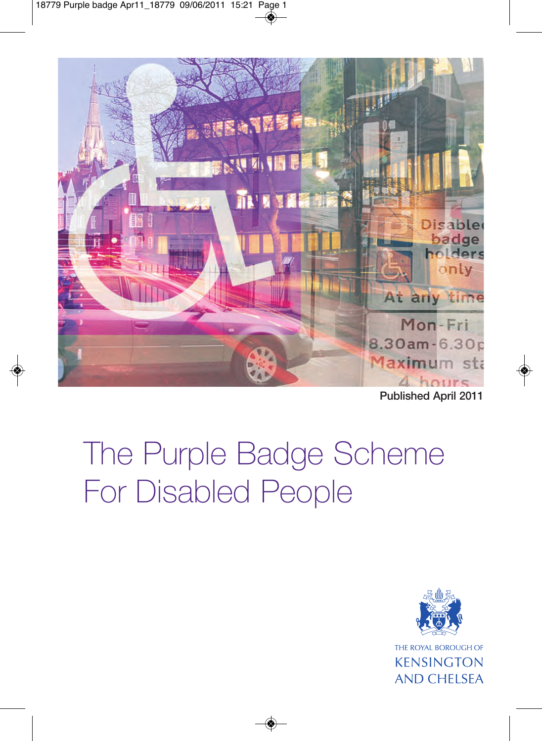Published April 2011

# The Purple Badge Scheme For Disabled People

THE ROYAL BOROUGH OF
KENSINGTON
AND CHELSEA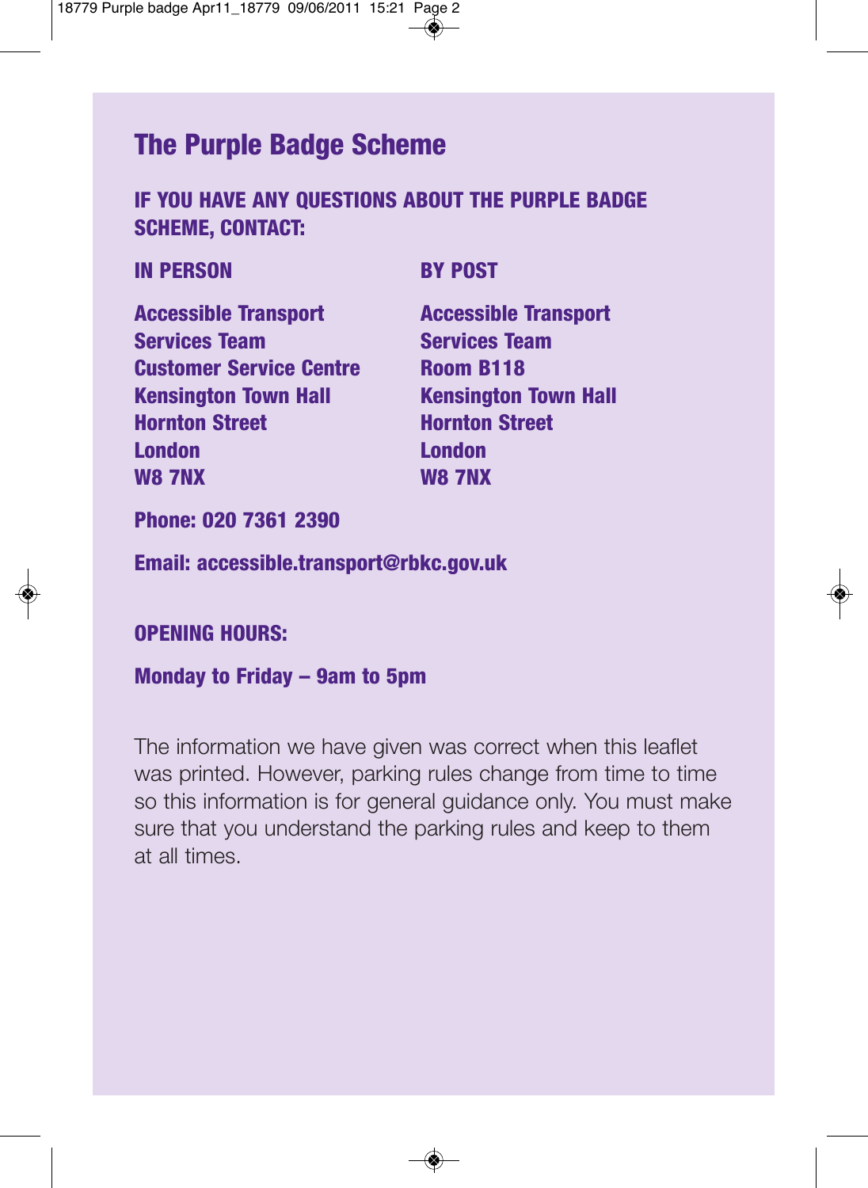# The Purple Badge Scheme

**IF YOU HAVE ANY QUESTIONS ABOUT THE PURPLE BADGE SCHEME, CONTACT:**

**IN PERSON**

**Accessible Transport Services Team**
**Customer Service Centre**
**Kensington Town Hall**
**Hornton Street**
**London**
**W8 7NX**

**BY POST**

**Accessible Transport Services Team**
**Room B118**
**Kensington Town Hall**
**Hornton Street**
**London**
**W8 7NX**

**Phone: 020 7361 2390**

**Email: accessible.transport@rbkc.gov.uk**

**OPENING HOURS:**

**Monday to Friday – 9am to 5pm**

The information we have given was correct when this leaflet was printed. However, parking rules change from time to time so this information is for general guidance only. You must make sure that you understand the parking rules and keep to them at all times.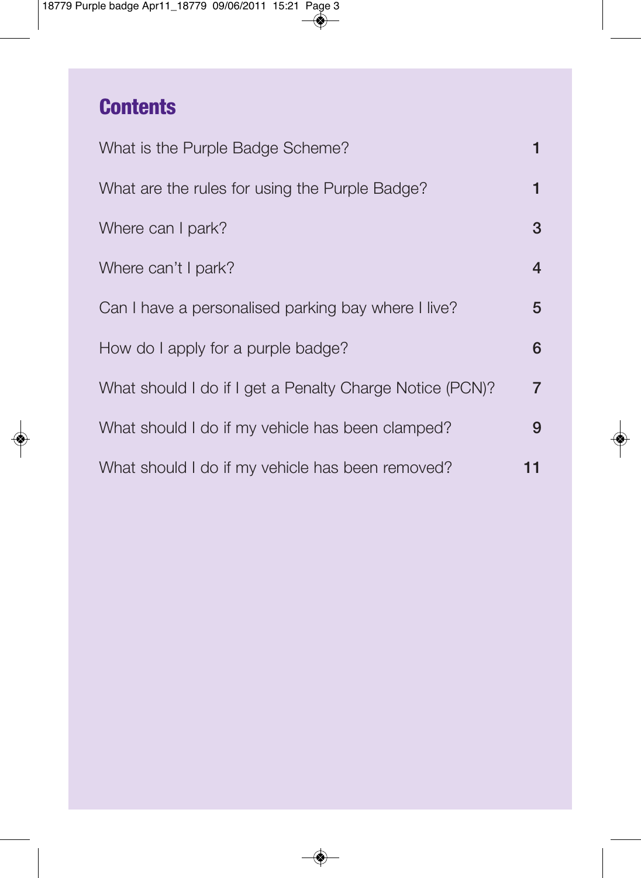## Contents

| | |
|---|---|
| What is the Purple Badge Scheme? | 1 |
| What are the rules for using the Purple Badge? | 1 |
| Where can I park? | 3 |
| Where can't I park? | 4 |
| Can I have a personalised parking bay where I live? | 5 |
| How do I apply for a purple badge? | 6 |
| What should I do if I get a Penalty Charge Notice (PCN)? | 7 |
| What should I do if my vehicle has been clamped? | 9 |
| What should I do if my vehicle has been removed? | 11 |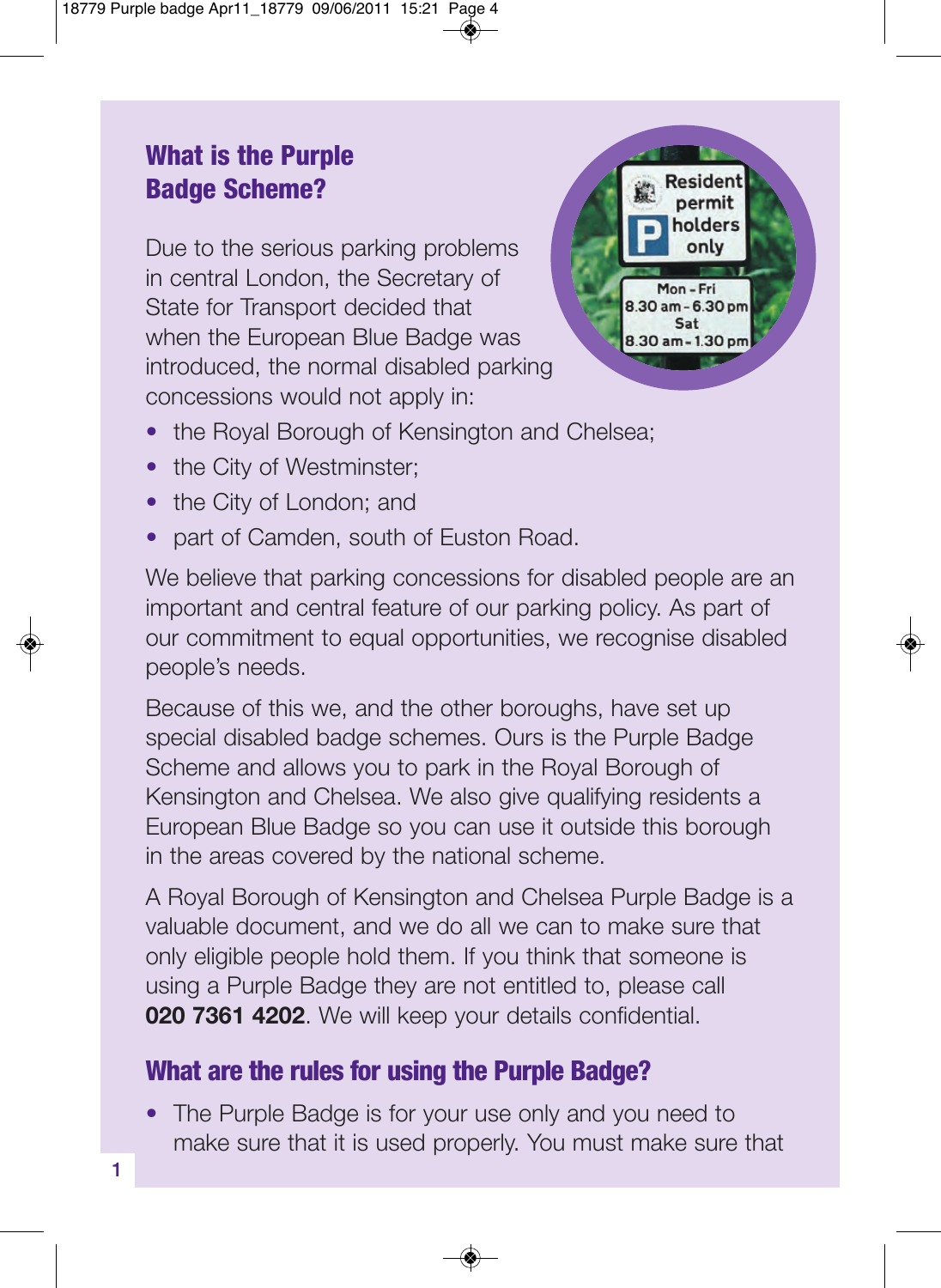## What is the Purple Badge Scheme?

Due to the serious parking problems in central London, the Secretary of State for Transport decided that when the European Blue Badge was introduced, the normal disabled parking concessions would not apply in:

- the Royal Borough of Kensington and Chelsea;
- the City of Westminster;
- the City of London; and
- part of Camden, south of Euston Road.

We believe that parking concessions for disabled people are an important and central feature of our parking policy. As part of our commitment to equal opportunities, we recognise disabled people's needs.

Because of this we, and the other boroughs, have set up special disabled badge schemes. Ours is the Purple Badge Scheme and allows you to park in the Royal Borough of Kensington and Chelsea. We also give qualifying residents a European Blue Badge so you can use it outside this borough in the areas covered by the national scheme.

A Royal Borough of Kensington and Chelsea Purple Badge is a valuable document, and we do all we can to make sure that only eligible people hold them. If you think that someone is using a Purple Badge they are not entitled to, please call **020 7361 4202**. We will keep your details confidential.

## What are the rules for using the Purple Badge?

- The Purple Badge is for your use only and you need to make sure that it is used properly. You must make sure that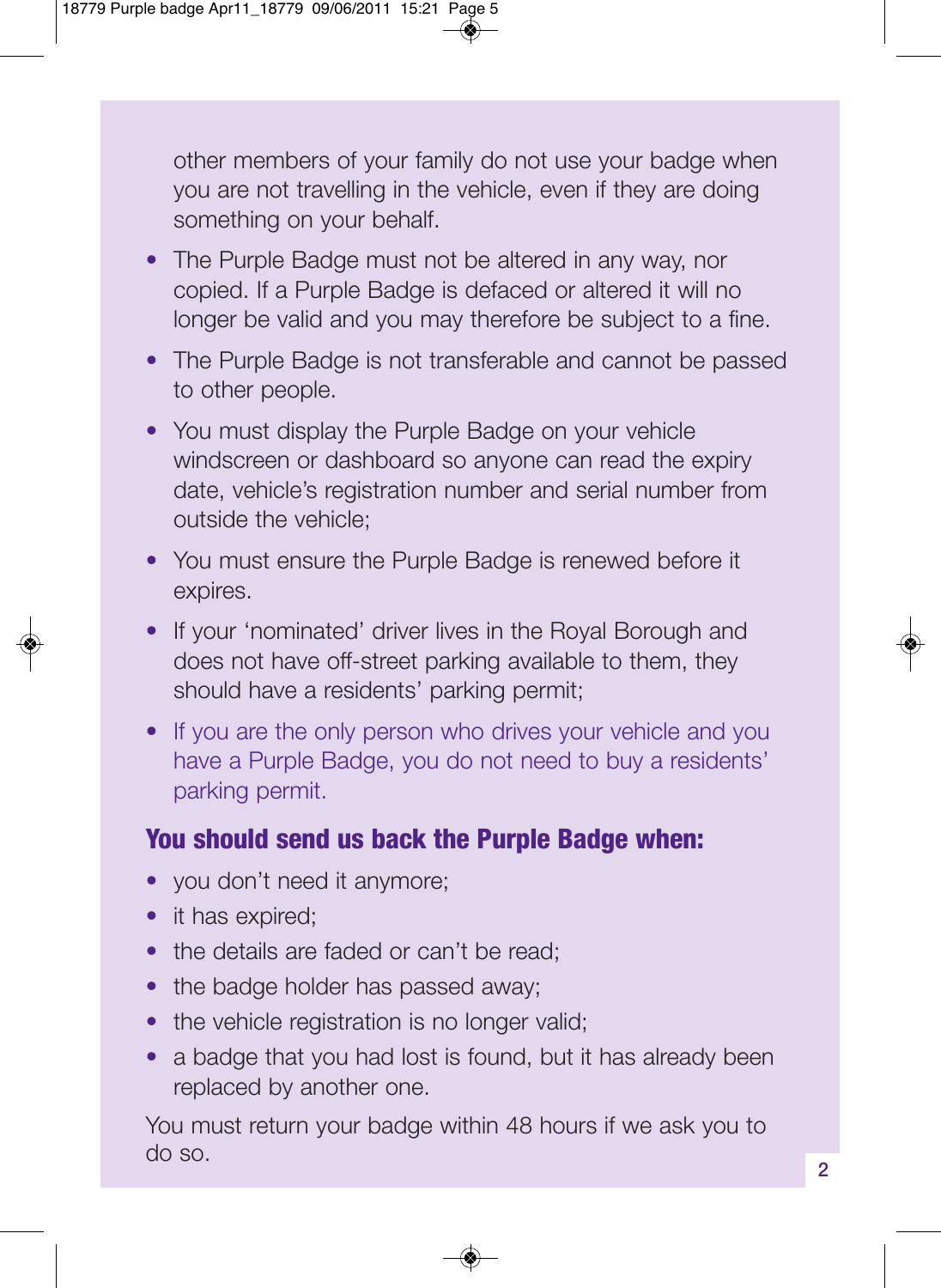other members of your family do not use your badge when you are not travelling in the vehicle, even if they are doing something on your behalf.

- The Purple Badge must not be altered in any way, nor copied. If a Purple Badge is defaced or altered it will no longer be valid and you may therefore be subject to a fine.
- The Purple Badge is not transferable and cannot be passed to other people.
- You must display the Purple Badge on your vehicle windscreen or dashboard so anyone can read the expiry date, vehicle's registration number and serial number from outside the vehicle;
- You must ensure the Purple Badge is renewed before it expires.
- If your 'nominated' driver lives in the Royal Borough and does not have off-street parking available to them, they should have a residents' parking permit;
- If you are the only person who drives your vehicle and you have a Purple Badge, you do not need to buy a residents' parking permit.

## You should send us back the Purple Badge when:

- you don't need it anymore;
- it has expired;
- the details are faded or can't be read;
- the badge holder has passed away;
- the vehicle registration is no longer valid;
- a badge that you had lost is found, but it has already been replaced by another one.

You must return your badge within 48 hours if we ask you to do so.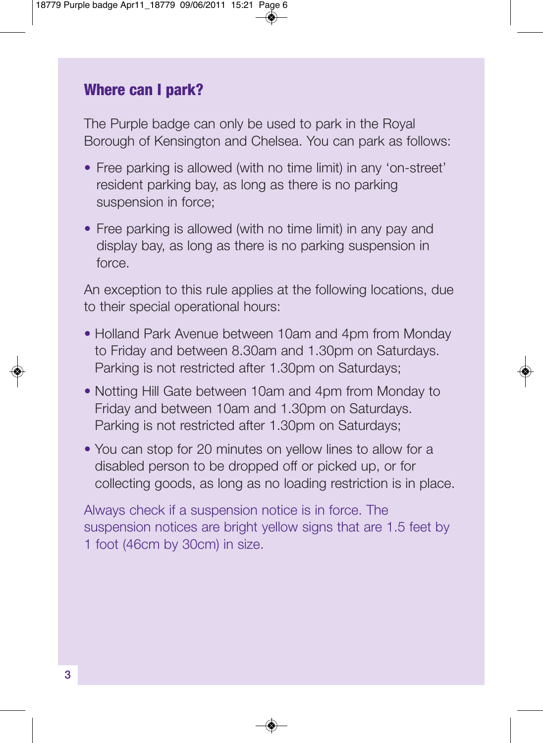## Where can I park?

The Purple badge can only be used to park in the Royal Borough of Kensington and Chelsea. You can park as follows:

- Free parking is allowed (with no time limit) in any 'on-street' resident parking bay, as long as there is no parking suspension in force;
- Free parking is allowed (with no time limit) in any pay and display bay, as long as there is no parking suspension in force.

An exception to this rule applies at the following locations, due to their special operational hours:

- Holland Park Avenue between 10am and 4pm from Monday to Friday and between 8.30am and 1.30pm on Saturdays. Parking is not restricted after 1.30pm on Saturdays;
- Notting Hill Gate between 10am and 4pm from Monday to Friday and between 10am and 1.30pm on Saturdays. Parking is not restricted after 1.30pm on Saturdays;
- You can stop for 20 minutes on yellow lines to allow for a disabled person to be dropped off or picked up, or for collecting goods, as long as no loading restriction is in place.

Always check if a suspension notice is in force. The suspension notices are bright yellow signs that are 1.5 feet by 1 foot (46cm by 30cm) in size.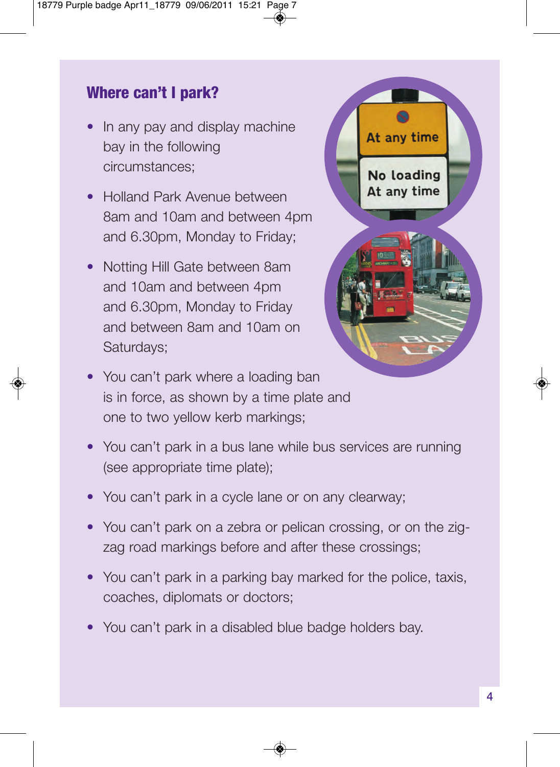## Where can't I park?

- In any pay and display machine bay in the following circumstances;
- Holland Park Avenue between 8am and 10am and between 4pm and 6.30pm, Monday to Friday;
- Notting Hill Gate between 8am and 10am and between 4pm and 6.30pm, Monday to Friday and between 8am and 10am on Saturdays;
- You can't park where a loading ban is in force, as shown by a time plate and one to two yellow kerb markings;
- You can't park in a bus lane while bus services are running (see appropriate time plate);
- You can't park in a cycle lane or on any clearway;
- You can't park on a zebra or pelican crossing, or on the zig-zag road markings before and after these crossings;
- You can't park in a parking bay marked for the police, taxis, coaches, diplomats or doctors;
- You can't park in a disabled blue badge holders bay.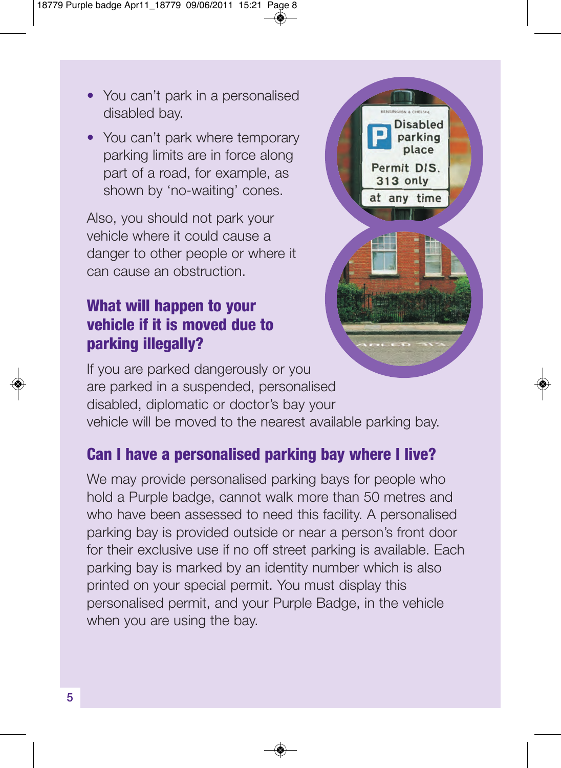- You can't park in a personalised disabled bay.
- You can't park where temporary parking limits are in force along part of a road, for example, as shown by 'no-waiting' cones.

Also, you should not park your vehicle where it could cause a danger to other people or where it can cause an obstruction.

## What will happen to your vehicle if it is moved due to parking illegally?

If you are parked dangerously or you are parked in a suspended, personalised disabled, diplomatic or doctor's bay your vehicle will be moved to the nearest available parking bay.

## Can I have a personalised parking bay where I live?

We may provide personalised parking bays for people who hold a Purple badge, cannot walk more than 50 metres and who have been assessed to need this facility. A personalised parking bay is provided outside or near a person's front door for their exclusive use if no off street parking is available. Each parking bay is marked by an identity number which is also printed on your special permit. You must display this personalised permit, and your Purple Badge, in the vehicle when you are using the bay.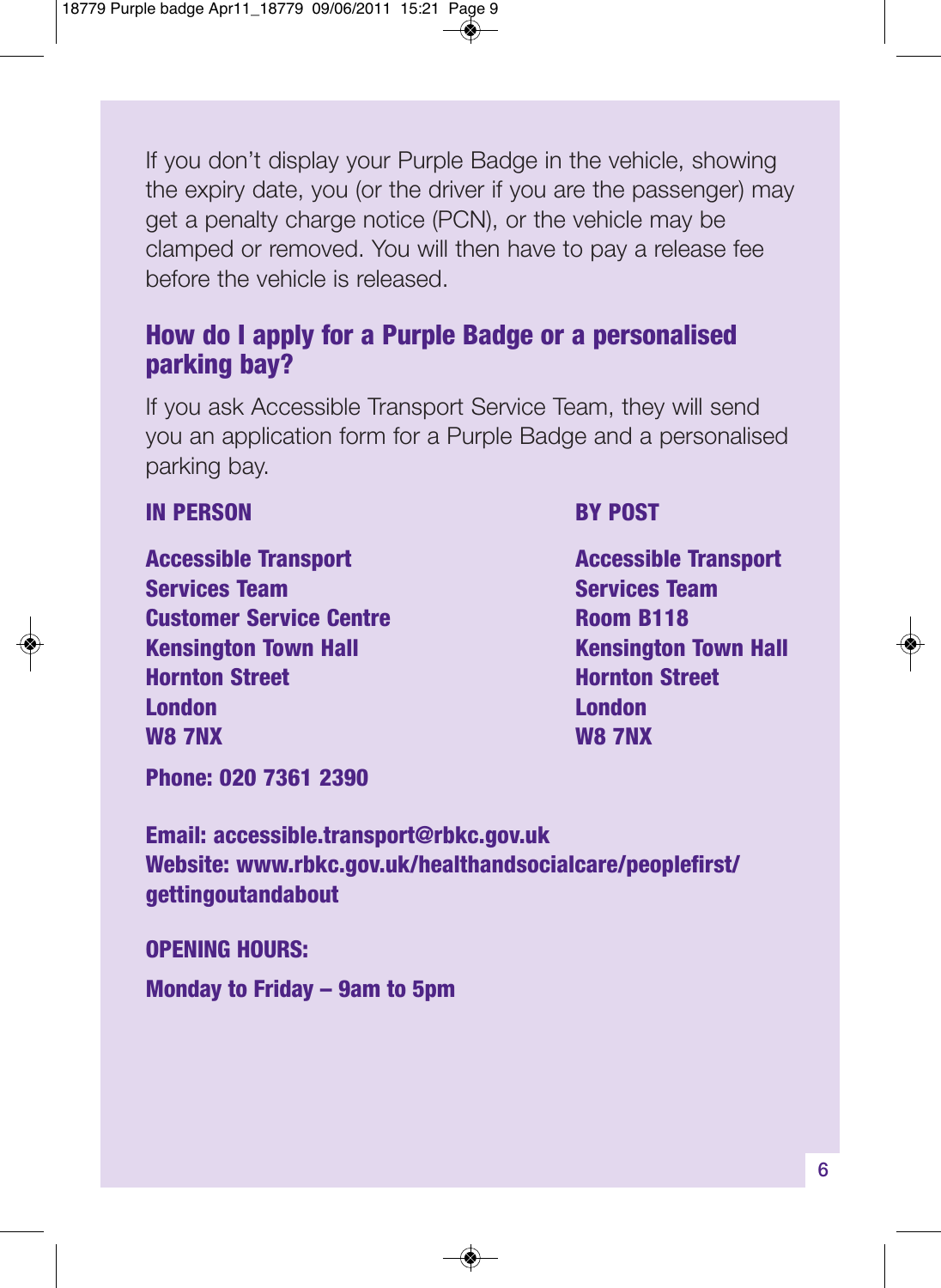If you don't display your Purple Badge in the vehicle, showing the expiry date, you (or the driver if you are the passenger) may get a penalty charge notice (PCN), or the vehicle may be clamped or removed. You will then have to pay a release fee before the vehicle is released.

## How do I apply for a Purple Badge or a personalised parking bay?

If you ask Accessible Transport Service Team, they will send you an application form for a Purple Badge and a personalised parking bay.

**IN PERSON**

**Accessible Transport Services Team**
**Customer Service Centre**
**Kensington Town Hall**
**Hornton Street**
**London**
**W8 7NX**

**BY POST**

**Accessible Transport Services Team**
**Room B118**
**Kensington Town Hall**
**Hornton Street**
**London**
**W8 7NX**

**Phone: 020 7361 2390**

**Email: accessible.transport@rbkc.gov.uk**
**Website: www.rbkc.gov.uk/healthandsocialcare/peoplefirst/gettingoutandabout**

**OPENING HOURS:**

**Monday to Friday – 9am to 5pm**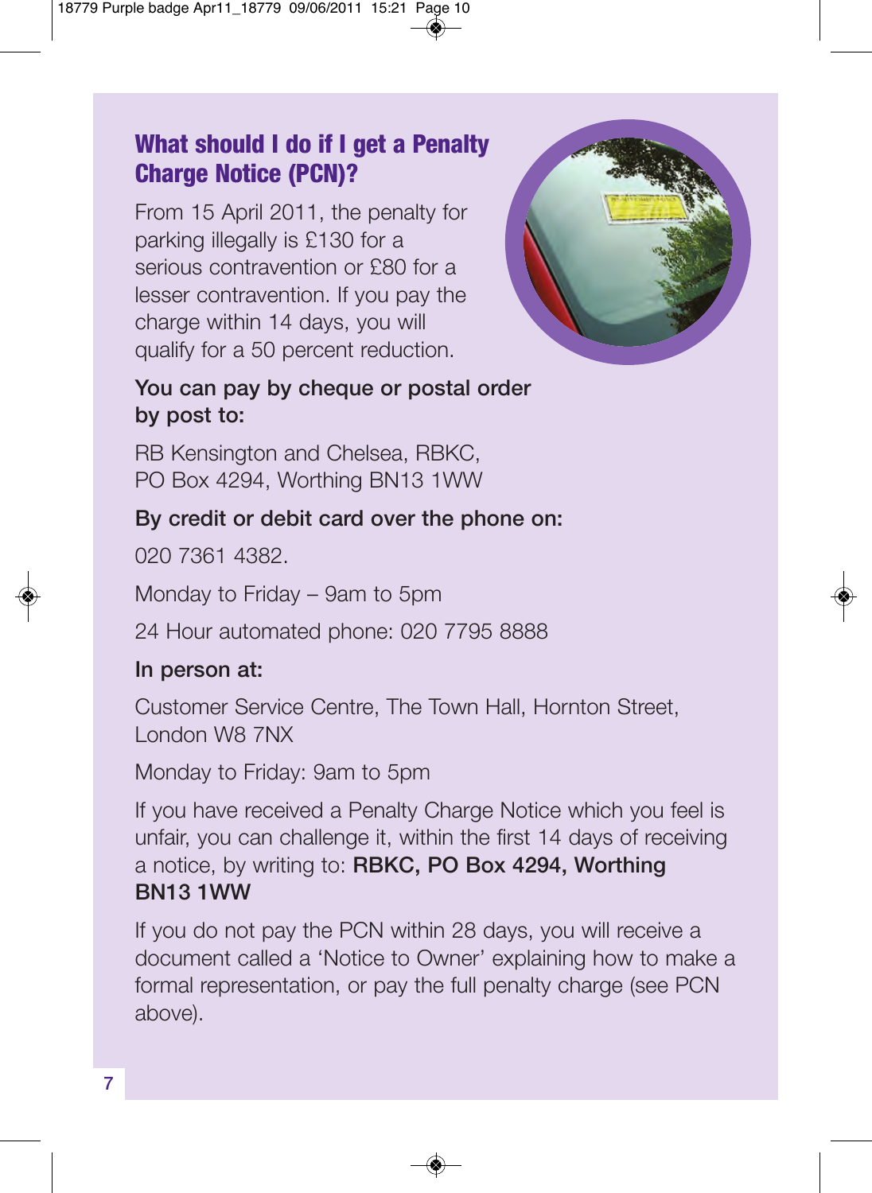## What should I do if I get a Penalty Charge Notice (PCN)?

From 15 April 2011, the penalty for parking illegally is £130 for a serious contravention or £80 for a lesser contravention. If you pay the charge within 14 days, you will qualify for a 50 percent reduction.

**You can pay by cheque or postal order by post to:**

RB Kensington and Chelsea, RBKC,
PO Box 4294, Worthing BN13 1WW

**By credit or debit card over the phone on:**

020 7361 4382.

Monday to Friday – 9am to 5pm

24 Hour automated phone: 020 7795 8888

**In person at:**

Customer Service Centre, The Town Hall, Hornton Street, London W8 7NX

Monday to Friday: 9am to 5pm

If you have received a Penalty Charge Notice which you feel is unfair, you can challenge it, within the first 14 days of receiving a notice, by writing to: **RBKC, PO Box 4294, Worthing BN13 1WW**

If you do not pay the PCN within 28 days, you will receive a document called a 'Notice to Owner' explaining how to make a formal representation, or pay the full penalty charge (see PCN above).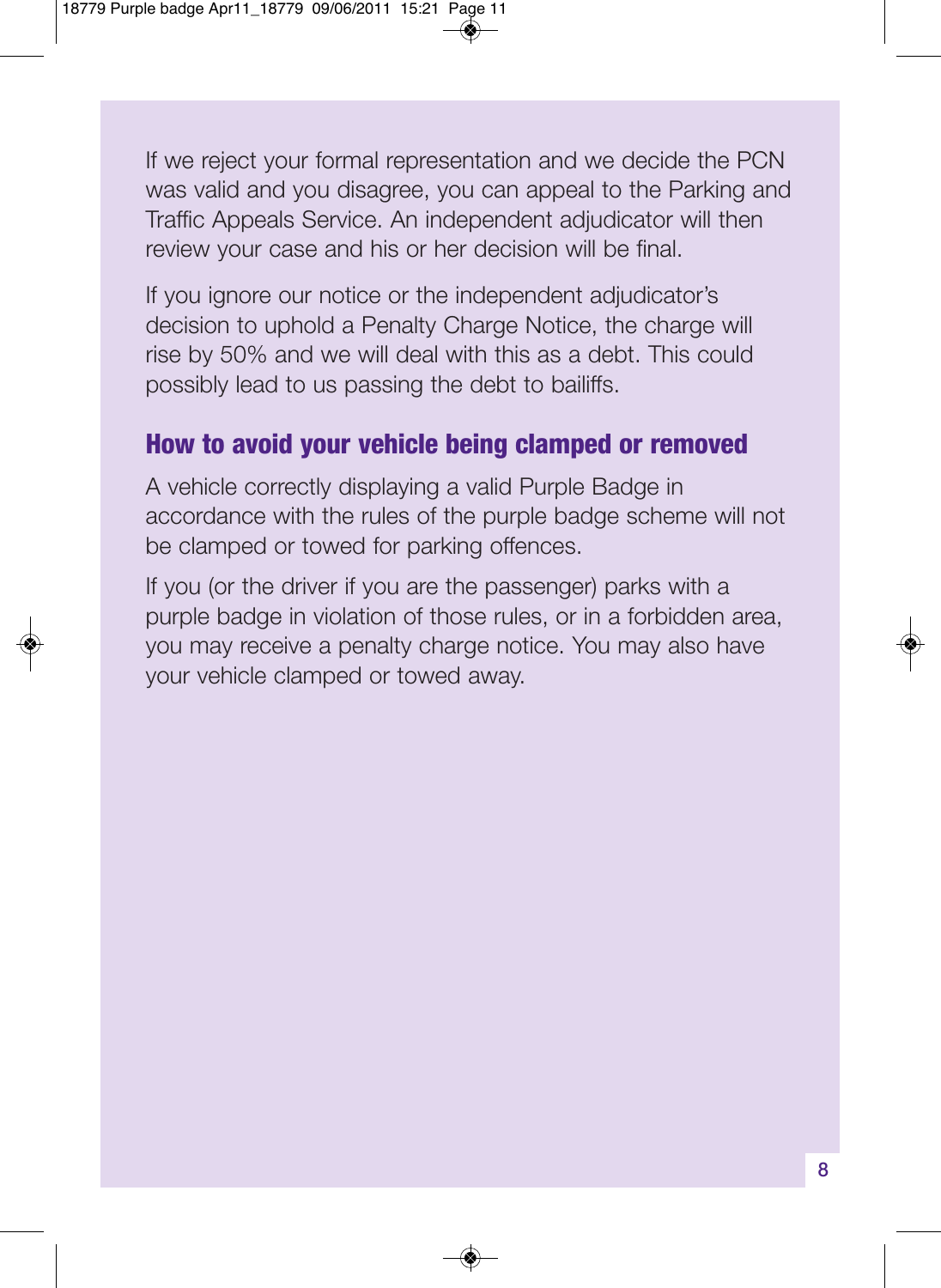If we reject your formal representation and we decide the PCN was valid and you disagree, you can appeal to the Parking and Traffic Appeals Service. An independent adjudicator will then review your case and his or her decision will be final.

If you ignore our notice or the independent adjudicator's decision to uphold a Penalty Charge Notice, the charge will rise by 50% and we will deal with this as a debt. This could possibly lead to us passing the debt to bailiffs.

## How to avoid your vehicle being clamped or removed

A vehicle correctly displaying a valid Purple Badge in accordance with the rules of the purple badge scheme will not be clamped or towed for parking offences.

If you (or the driver if you are the passenger) parks with a purple badge in violation of those rules, or in a forbidden area, you may receive a penalty charge notice. You may also have your vehicle clamped or towed away.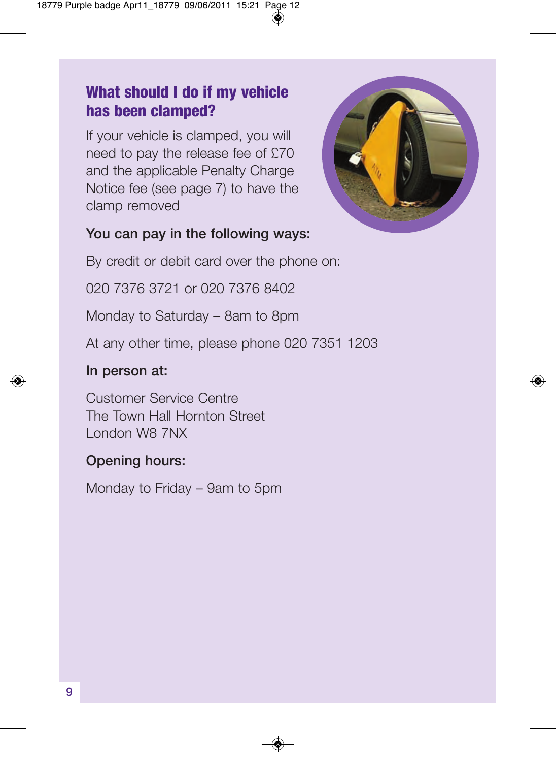## What should I do if my vehicle has been clamped?

If your vehicle is clamped, you will need to pay the release fee of £70 and the applicable Penalty Charge Notice fee (see page 7) to have the clamp removed

**You can pay in the following ways:**

By credit or debit card over the phone on:

020 7376 3721 or 020 7376 8402

Monday to Saturday – 8am to 8pm

At any other time, please phone 020 7351 1203

**In person at:**

Customer Service Centre
The Town Hall Hornton Street
London W8 7NX

**Opening hours:**

Monday to Friday – 9am to 5pm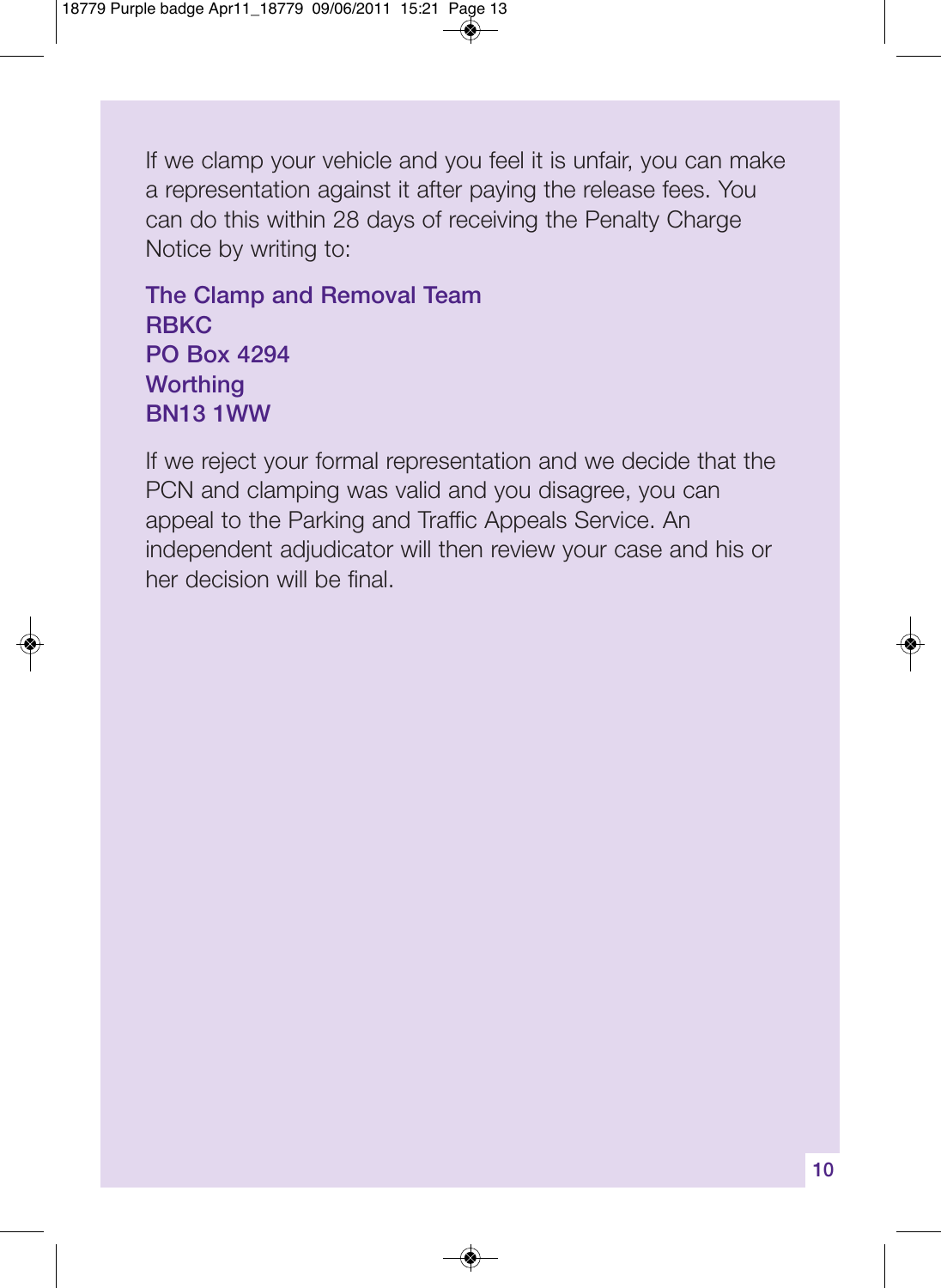If we clamp your vehicle and you feel it is unfair, you can make a representation against it after paying the release fees. You can do this within 28 days of receiving the Penalty Charge Notice by writing to:

**The Clamp and Removal Team**
**RBKC**
**PO Box 4294**
**Worthing**
**BN13 1WW**

If we reject your formal representation and we decide that the PCN and clamping was valid and you disagree, you can appeal to the Parking and Traffic Appeals Service. An independent adjudicator will then review your case and his or her decision will be final.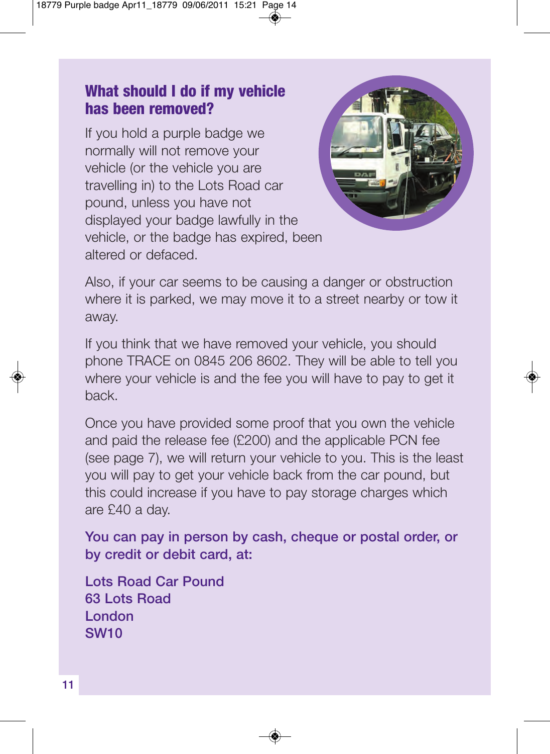## What should I do if my vehicle has been removed?

If you hold a purple badge we normally will not remove your vehicle (or the vehicle you are travelling in) to the Lots Road car pound, unless you have not displayed your badge lawfully in the vehicle, or the badge has expired, been altered or defaced.

Also, if your car seems to be causing a danger or obstruction where it is parked, we may move it to a street nearby or tow it away.

If you think that we have removed your vehicle, you should phone TRACE on 0845 206 8602. They will be able to tell you where your vehicle is and the fee you will have to pay to get it back.

Once you have provided some proof that you own the vehicle and paid the release fee (£200) and the applicable PCN fee (see page 7), we will return your vehicle to you. This is the least you will pay to get your vehicle back from the car pound, but this could increase if you have to pay storage charges which are £40 a day.

**You can pay in person by cash, cheque or postal order, or by credit or debit card, at:**

**Lots Road Car Pound**
**63 Lots Road**
**London**
**SW10**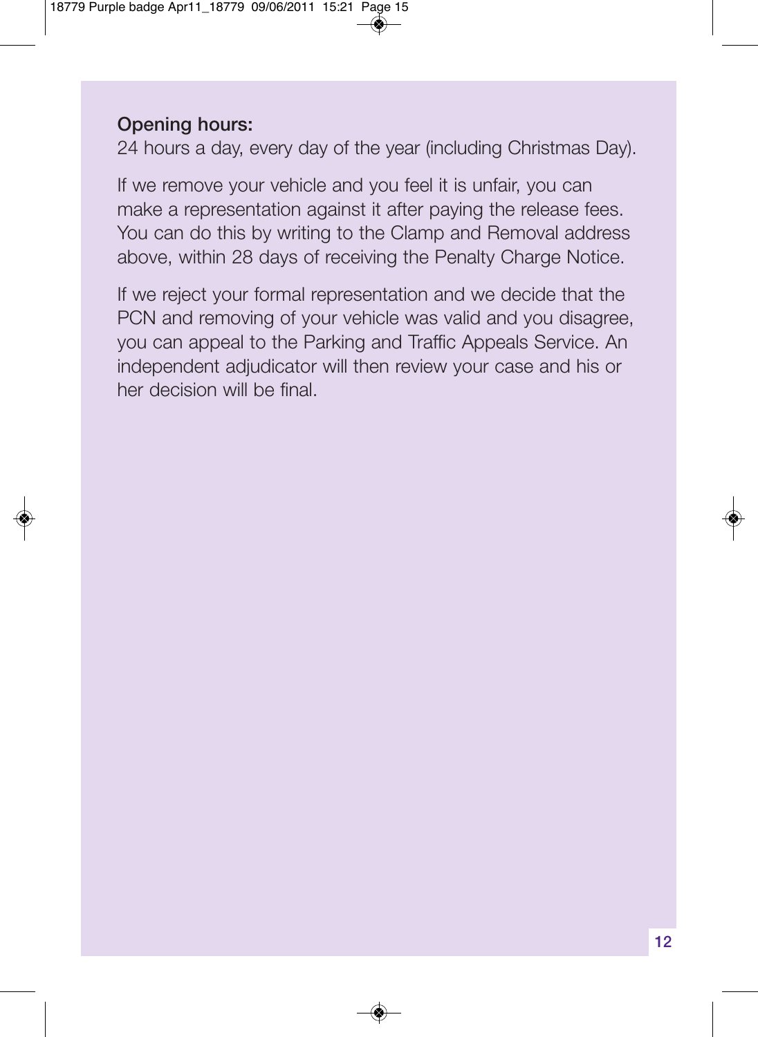**Opening hours:**
24 hours a day, every day of the year (including Christmas Day).

If we remove your vehicle and you feel it is unfair, you can make a representation against it after paying the release fees. You can do this by writing to the Clamp and Removal address above, within 28 days of receiving the Penalty Charge Notice.

If we reject your formal representation and we decide that the PCN and removing of your vehicle was valid and you disagree, you can appeal to the Parking and Traffic Appeals Service. An independent adjudicator will then review your case and his or her decision will be final.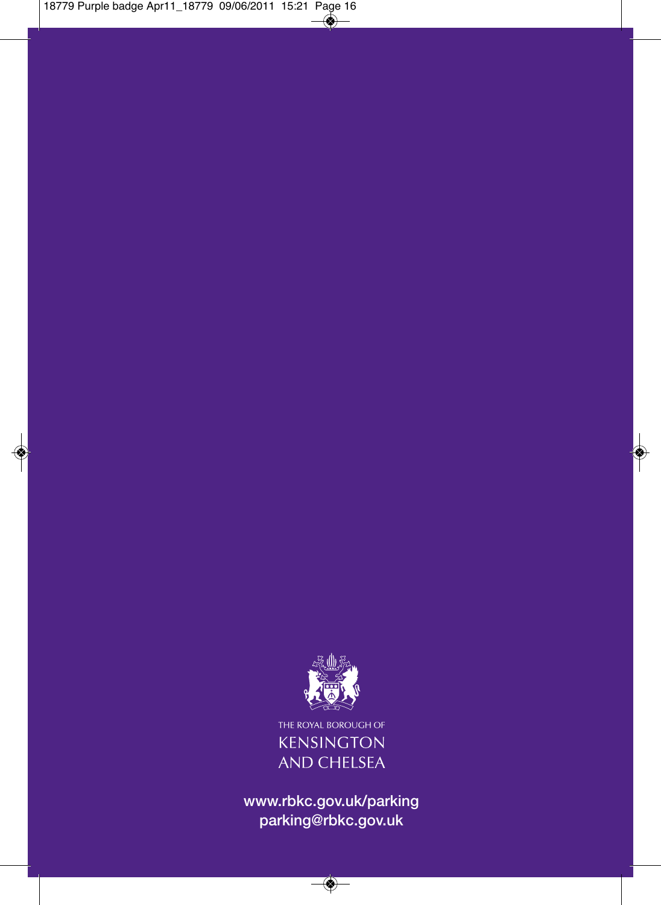THE ROYAL BOROUGH OF
KENSINGTON
AND CHELSEA

www.rbkc.gov.uk/parking
parking@rbkc.gov.uk